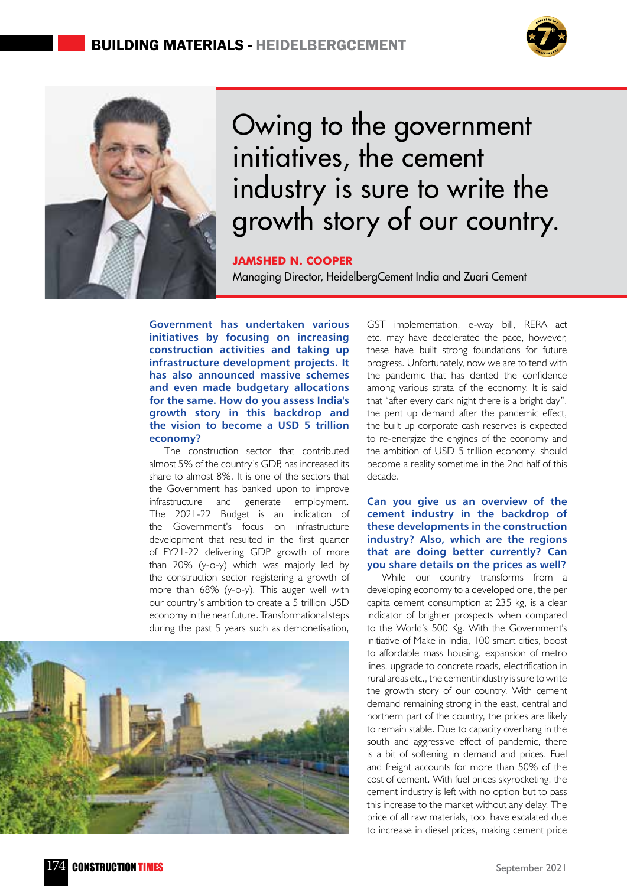# Owing to the government initiatives, the cement industry is sure to write the growth story of our country.

**JAMSHED N. COOPER**
Managing Director, HeidelbergCement India and Zuari Cement

**Government has undertaken various initiatives by focusing on increasing construction activities and taking up infrastructure development projects. It has also announced massive schemes and even made budgetary allocations for the same. How do you assess India's growth story in this backdrop and the vision to become a USD 5 trillion economy?**

The construction sector that contributed almost 5% of the country's GDP, has increased its share to almost 8%. It is one of the sectors that the Government has banked upon to improve infrastructure and generate employment. The 2021-22 Budget is an indication of the Government's focus on infrastructure development that resulted in the first quarter of FY21-22 delivering GDP growth of more than 20% (y-o-y) which was majorly led by the construction sector registering a growth of more than 68% (y-o-y). This auger well with our country's ambition to create a 5 trillion USD economy in the near future. Transformational steps during the past 5 years such as demonetisation, GST implementation, e-way bill, RERA act etc. may have decelerated the pace, however, these have built strong foundations for future progress. Unfortunately, now we are to tend with the pandemic that has dented the confidence among various strata of the economy. It is said that "after every dark night there is a bright day", the pent up demand after the pandemic effect, the built up corporate cash reserves is expected to re-energize the engines of the economy and the ambition of USD 5 trillion economy, should become a reality sometime in the 2nd half of this decade.

**Can you give us an overview of the cement industry in the backdrop of these developments in the construction industry? Also, which are the regions that are doing better currently? Can you share details on the prices as well?**

While our country transforms from a developing economy to a developed one, the per capita cement consumption at 235 kg, is a clear indicator of brighter prospects when compared to the World's 500 Kg. With the Government's initiative of Make in India, 100 smart cities, boost to affordable mass housing, expansion of metro lines, upgrade to concrete roads, electrification in rural areas etc., the cement industry is sure to write the growth story of our country. With cement demand remaining strong in the east, central and northern part of the country, the prices are likely to remain stable. Due to capacity overhang in the south and aggressive effect of pandemic, there is a bit of softening in demand and prices. Fuel and freight accounts for more than 50% of the cost of cement. With fuel prices skyrocketing, the cement industry is left with no option but to pass this increase to the market without any delay. The price of all raw materials, too, have escalated due to increase in diesel prices, making cement price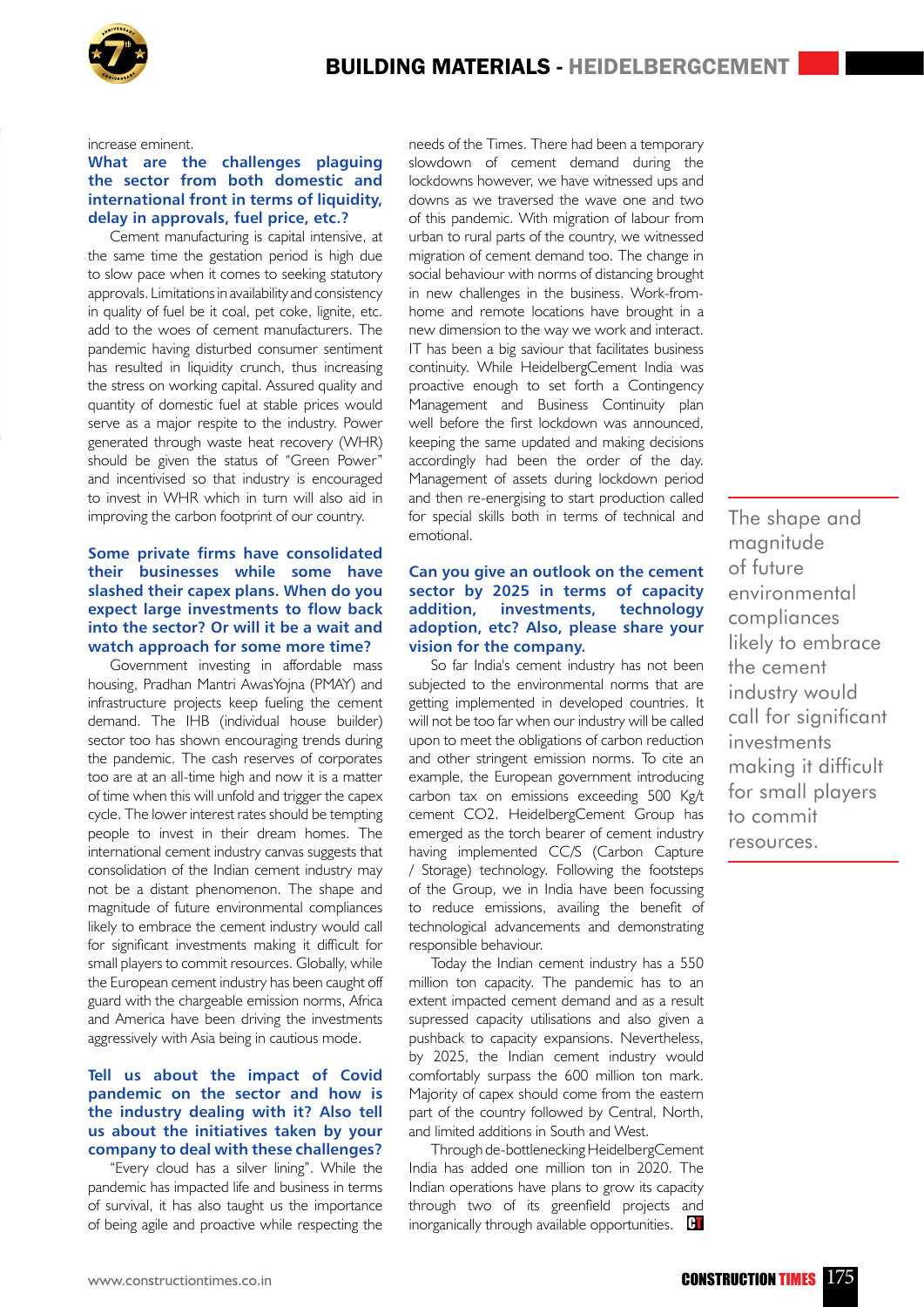increase eminent.

**What are the challenges plaguing the sector from both domestic and international front in terms of liquidity, delay in approvals, fuel price, etc.?**

Cement manufacturing is capital intensive, at the same time the gestation period is high due to slow pace when it comes to seeking statutory approvals. Limitations in availability and consistency in quality of fuel be it coal, pet coke, lignite, etc. add to the woes of cement manufacturers. The pandemic having disturbed consumer sentiment has resulted in liquidity crunch, thus increasing the stress on working capital. Assured quality and quantity of domestic fuel at stable prices would serve as a major respite to the industry. Power generated through waste heat recovery (WHR) should be given the status of "Green Power" and incentivised so that industry is encouraged to invest in WHR which in turn will also aid in improving the carbon footprint of our country.

**Some private firms have consolidated their businesses while some have slashed their capex plans. When do you expect large investments to flow back into the sector? Or will it be a wait and watch approach for some more time?**

Government investing in affordable mass housing, Pradhan Mantri AwasYojna (PMAY) and infrastructure projects keep fueling the cement demand. The IHB (individual house builder) sector too has shown encouraging trends during the pandemic. The cash reserves of corporates too are at an all-time high and now it is a matter of time when this will unfold and trigger the capex cycle. The lower interest rates should be tempting people to invest in their dream homes. The international cement industry canvas suggests that consolidation of the Indian cement industry may not be a distant phenomenon. The shape and magnitude of future environmental compliances likely to embrace the cement industry would call for significant investments making it difficult for small players to commit resources. Globally, while the European cement industry has been caught off guard with the chargeable emission norms, Africa and America have been driving the investments aggressively with Asia being in cautious mode.

**Tell us about the impact of Covid pandemic on the sector and how is the industry dealing with it? Also tell us about the initiatives taken by your company to deal with these challenges?**

"Every cloud has a silver lining". While the pandemic has impacted life and business in terms of survival, it has also taught us the importance of being agile and proactive while respecting the needs of the Times. There had been a temporary slowdown of cement demand during the lockdowns however, we have witnessed ups and downs as we traversed the wave one and two of this pandemic. With migration of labour from urban to rural parts of the country, we witnessed migration of cement demand too. The change in social behaviour with norms of distancing brought in new challenges in the business. Work-from-home and remote locations have brought in a new dimension to the way we work and interact. IT has been a big saviour that facilitates business continuity. While HeidelbergCement India was proactive enough to set forth a Contingency Management and Business Continuity plan well before the first lockdown was announced, keeping the same updated and making decisions accordingly had been the order of the day. Management of assets during lockdown period and then re-energising to start production called for special skills both in terms of technical and emotional.

**Can you give an outlook on the cement sector by 2025 in terms of capacity addition, investments, technology adoption, etc? Also, please share your vision for the company.**

So far India's cement industry has not been subjected to the environmental norms that are getting implemented in developed countries. It will not be too far when our industry will be called upon to meet the obligations of carbon reduction and other stringent emission norms. To cite an example, the European government introducing carbon tax on emissions exceeding 500 Kg/t cement CO2. HeidelbergCement Group has emerged as the torch bearer of cement industry having implemented CC/S (Carbon Capture / Storage) technology. Following the footsteps of the Group, we in India have been focussing to reduce emissions, availing the benefit of technological advancements and demonstrating responsible behaviour.

Today the Indian cement industry has a 550 million ton capacity. The pandemic has to an extent impacted cement demand and as a result supressed capacity utilisations and also given a pushback to capacity expansions. Nevertheless, by 2025, the Indian cement industry would comfortably surpass the 600 million ton mark. Majority of capex should come from the eastern part of the country followed by Central, North, and limited additions in South and West.

Through de-bottlenecking HeidelbergCement India has added one million ton in 2020. The Indian operations have plans to grow its capacity through two of its greenfield projects and inorganically through available opportunities.

> The shape and magnitude of future environmental compliances likely to embrace the cement industry would call for significant investments making it difficult for small players to commit resources.